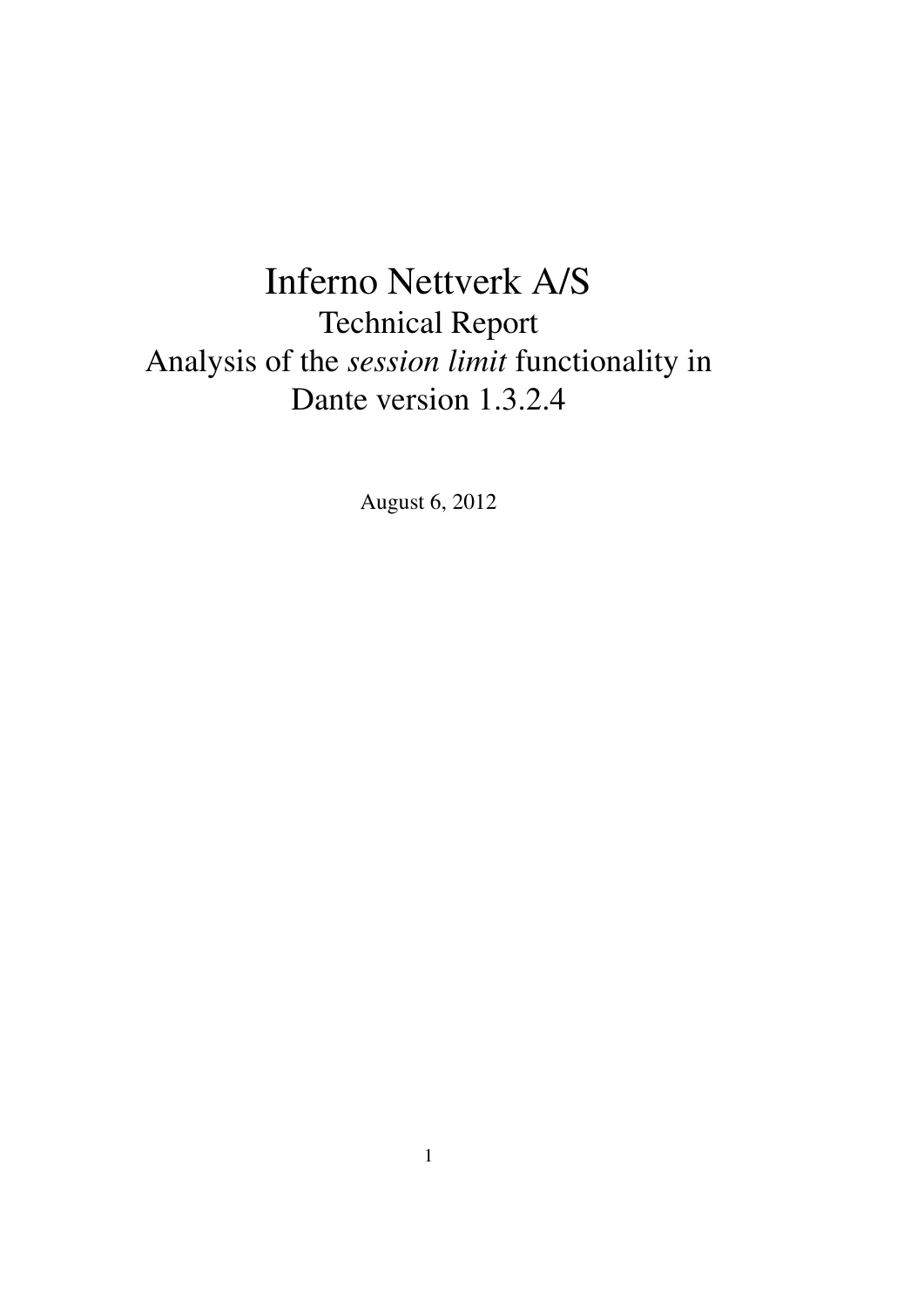# Inferno Nettverk A/S

## Technical Report

## Analysis of the *session limit* functionality in Dante version 1.3.2.4

August 6, 2012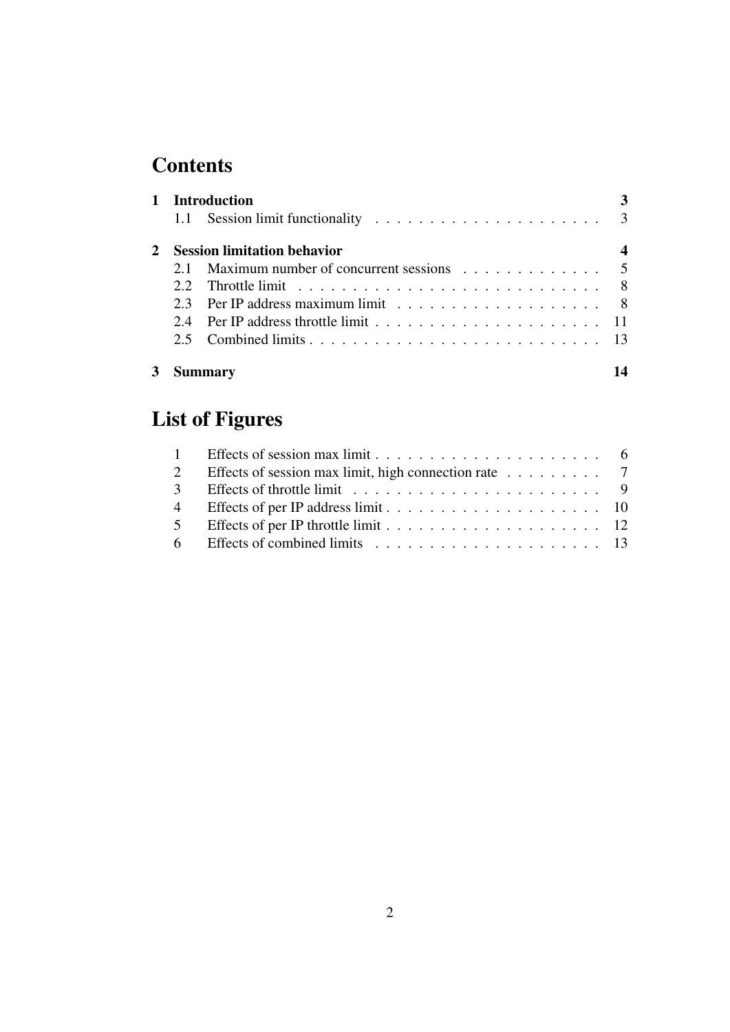# Contents

**1 Introduction** **3**

1.1 Session limit functionality . . . . . . . . . . . . . . . . . . . . . 3

**2 Session limitation behavior** **4**

2.1 Maximum number of concurrent sessions . . . . . . . . . . . . . 5

2.2 Throttle limit . . . . . . . . . . . . . . . . . . . . . . . . . . . . 8

2.3 Per IP address maximum limit . . . . . . . . . . . . . . . . . . . 8

2.4 Per IP address throttle limit . . . . . . . . . . . . . . . . . . . . . 11

2.5 Combined limits . . . . . . . . . . . . . . . . . . . . . . . . . . . 13

**3 Summary** **14**

# List of Figures

1 Effects of session max limit . . . . . . . . . . . . . . . . . . . . . 6

2 Effects of session max limit, high connection rate . . . . . . . . . 7

3 Effects of throttle limit . . . . . . . . . . . . . . . . . . . . . . . 9

4 Effects of per IP address limit . . . . . . . . . . . . . . . . . . . . 10

5 Effects of per IP throttle limit . . . . . . . . . . . . . . . . . . . . 12

6 Effects of combined limits . . . . . . . . . . . . . . . . . . . . . 13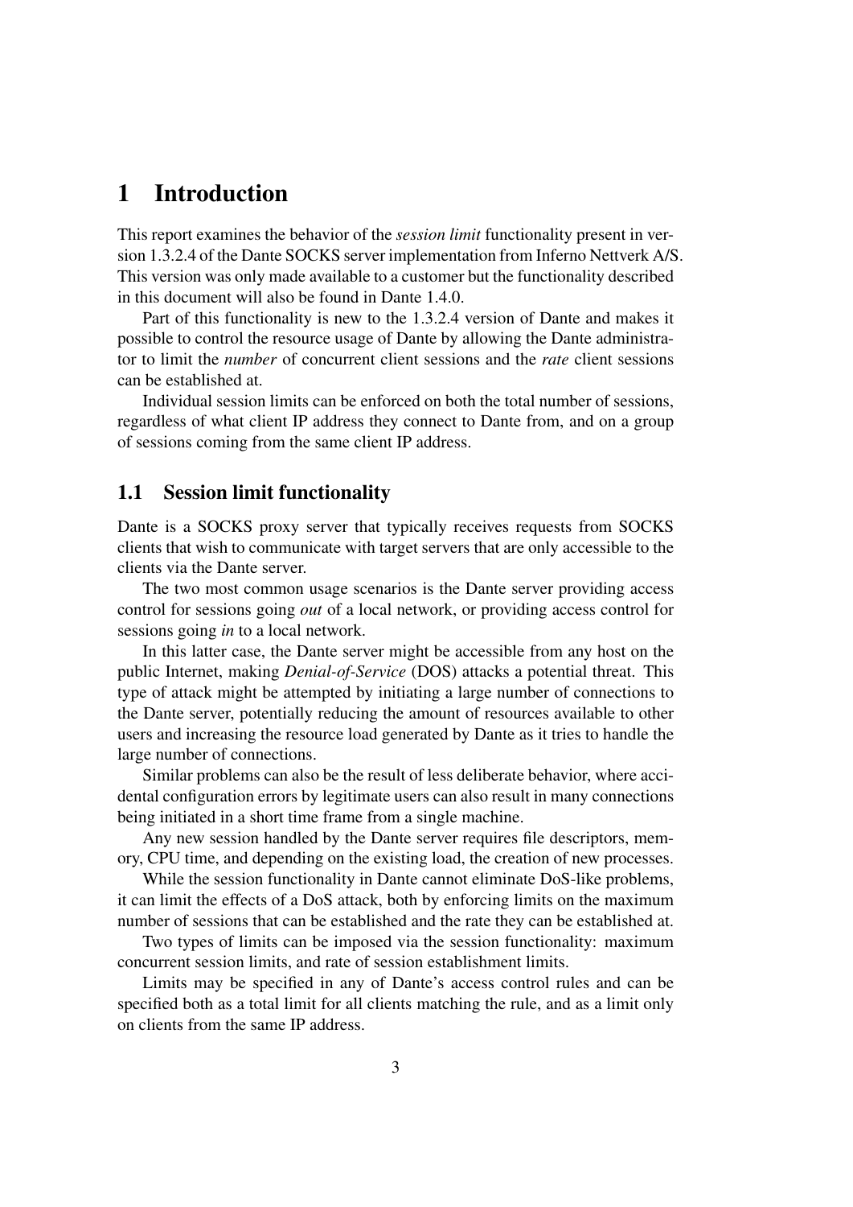# 1 Introduction

This report examines the behavior of the *session limit* functionality present in version 1.3.2.4 of the Dante SOCKS server implementation from Inferno Nettverk A/S. This version was only made available to a customer but the functionality described in this document will also be found in Dante 1.4.0.

Part of this functionality is new to the 1.3.2.4 version of Dante and makes it possible to control the resource usage of Dante by allowing the Dante administrator to limit the *number* of concurrent client sessions and the *rate* client sessions can be established at.

Individual session limits can be enforced on both the total number of sessions, regardless of what client IP address they connect to Dante from, and on a group of sessions coming from the same client IP address.

## 1.1 Session limit functionality

Dante is a SOCKS proxy server that typically receives requests from SOCKS clients that wish to communicate with target servers that are only accessible to the clients via the Dante server.

The two most common usage scenarios is the Dante server providing access control for sessions going *out* of a local network, or providing access control for sessions going *in* to a local network.

In this latter case, the Dante server might be accessible from any host on the public Internet, making *Denial-of-Service* (DOS) attacks a potential threat. This type of attack might be attempted by initiating a large number of connections to the Dante server, potentially reducing the amount of resources available to other users and increasing the resource load generated by Dante as it tries to handle the large number of connections.

Similar problems can also be the result of less deliberate behavior, where accidental configuration errors by legitimate users can also result in many connections being initiated in a short time frame from a single machine.

Any new session handled by the Dante server requires file descriptors, memory, CPU time, and depending on the existing load, the creation of new processes.

While the session functionality in Dante cannot eliminate DoS-like problems, it can limit the effects of a DoS attack, both by enforcing limits on the maximum number of sessions that can be established and the rate they can be established at.

Two types of limits can be imposed via the session functionality: maximum concurrent session limits, and rate of session establishment limits.

Limits may be specified in any of Dante's access control rules and can be specified both as a total limit for all clients matching the rule, and as a limit only on clients from the same IP address.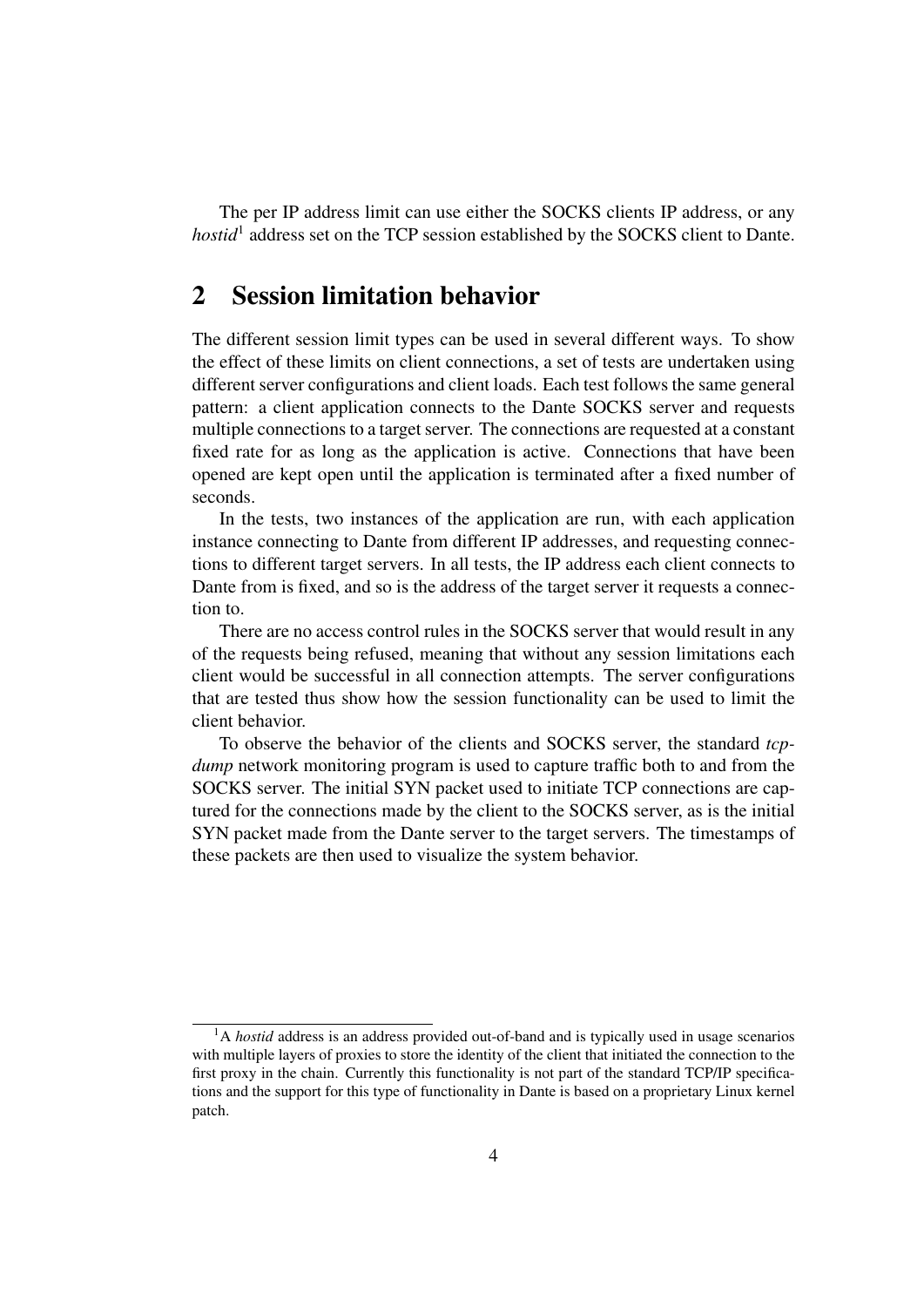The per IP address limit can use either the SOCKS clients IP address, or any *hostid*[1] address set on the TCP session established by the SOCKS client to Dante.

## 2 Session limitation behavior

The different session limit types can be used in several different ways. To show the effect of these limits on client connections, a set of tests are undertaken using different server configurations and client loads. Each test follows the same general pattern: a client application connects to the Dante SOCKS server and requests multiple connections to a target server. The connections are requested at a constant fixed rate for as long as the application is active. Connections that have been opened are kept open until the application is terminated after a fixed number of seconds.

In the tests, two instances of the application are run, with each application instance connecting to Dante from different IP addresses, and requesting connections to different target servers. In all tests, the IP address each client connects to Dante from is fixed, and so is the address of the target server it requests a connection to.

There are no access control rules in the SOCKS server that would result in any of the requests being refused, meaning that without any session limitations each client would be successful in all connection attempts. The server configurations that are tested thus show how the session functionality can be used to limit the client behavior.

To observe the behavior of the clients and SOCKS server, the standard *tcpdump* network monitoring program is used to capture traffic both to and from the SOCKS server. The initial SYN packet used to initiate TCP connections are captured for the connections made by the client to the SOCKS server, as is the initial SYN packet made from the Dante server to the target servers. The timestamps of these packets are then used to visualize the system behavior.

[1] A *hostid* address is an address provided out-of-band and is typically used in usage scenarios with multiple layers of proxies to store the identity of the client that initiated the connection to the first proxy in the chain. Currently this functionality is not part of the standard TCP/IP specifications and the support for this type of functionality in Dante is based on a proprietary Linux kernel patch.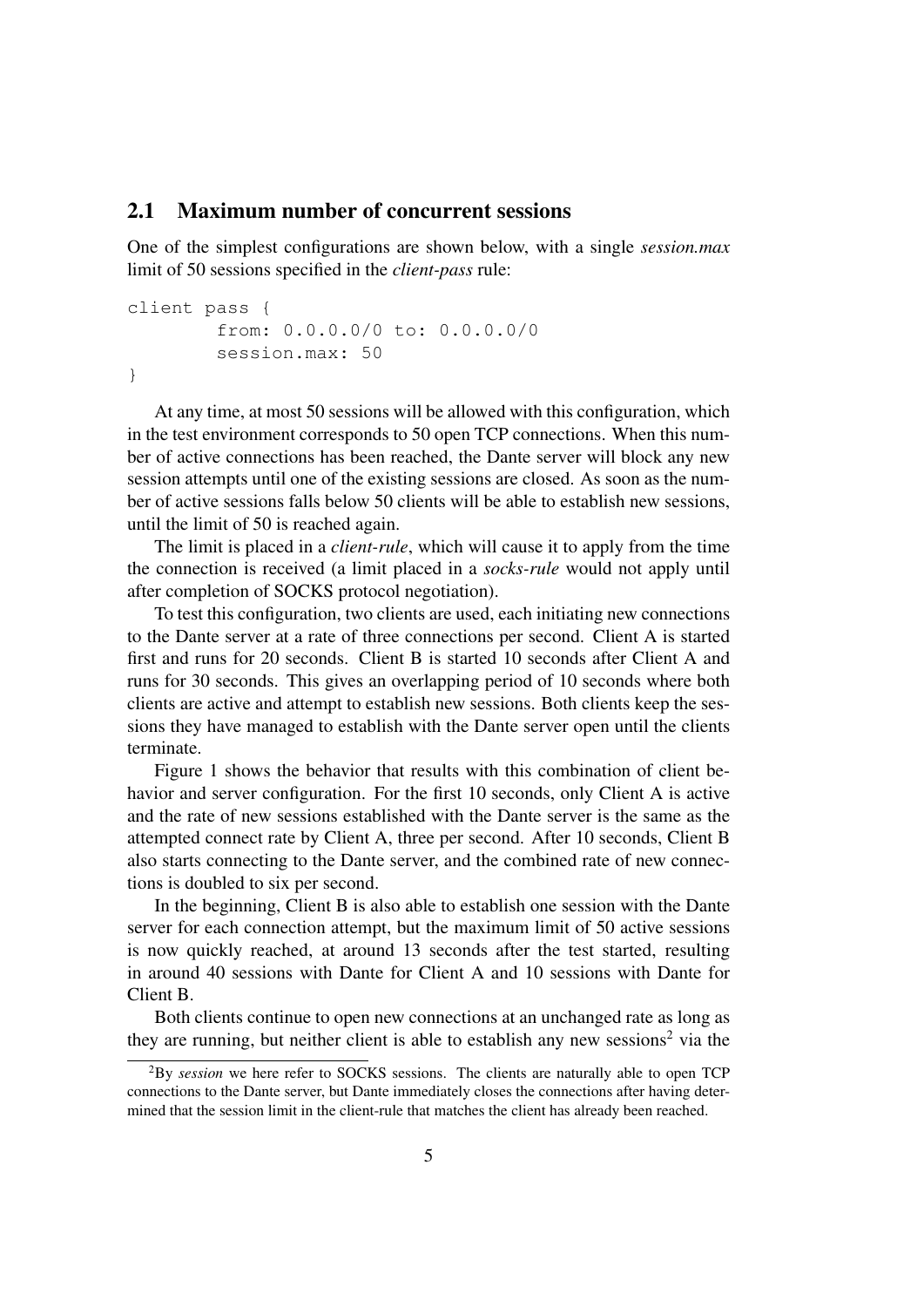## 2.1 Maximum number of concurrent sessions

One of the simplest configurations are shown below, with a single *session.max* limit of 50 sessions specified in the *client-pass* rule:

```
client pass {
        from: 0.0.0.0/0 to: 0.0.0.0/0
        session.max: 50
}
```

At any time, at most 50 sessions will be allowed with this configuration, which in the test environment corresponds to 50 open TCP connections. When this number of active connections has been reached, the Dante server will block any new session attempts until one of the existing sessions are closed. As soon as the number of active sessions falls below 50 clients will be able to establish new sessions, until the limit of 50 is reached again.

The limit is placed in a *client-rule*, which will cause it to apply from the time the connection is received (a limit placed in a *socks-rule* would not apply until after completion of SOCKS protocol negotiation).

To test this configuration, two clients are used, each initiating new connections to the Dante server at a rate of three connections per second. Client A is started first and runs for 20 seconds. Client B is started 10 seconds after Client A and runs for 30 seconds. This gives an overlapping period of 10 seconds where both clients are active and attempt to establish new sessions. Both clients keep the sessions they have managed to establish with the Dante server open until the clients terminate.

Figure 1 shows the behavior that results with this combination of client behavior and server configuration. For the first 10 seconds, only Client A is active and the rate of new sessions established with the Dante server is the same as the attempted connect rate by Client A, three per second. After 10 seconds, Client B also starts connecting to the Dante server, and the combined rate of new connections is doubled to six per second.

In the beginning, Client B is also able to establish one session with the Dante server for each connection attempt, but the maximum limit of 50 active sessions is now quickly reached, at around 13 seconds after the test started, resulting in around 40 sessions with Dante for Client A and 10 sessions with Dante for Client B.

Both clients continue to open new connections at an unchanged rate as long as they are running, but neither client is able to establish any new sessions[2] via the

[2] By *session* we here refer to SOCKS sessions. The clients are naturally able to open TCP connections to the Dante server, but Dante immediately closes the connections after having determined that the session limit in the client-rule that matches the client has already been reached.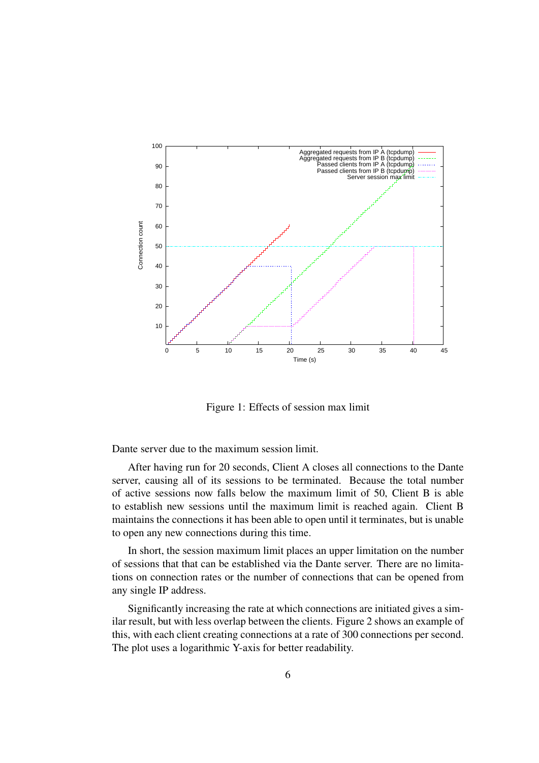Figure 1: Effects of session max limit

Dante server due to the maximum session limit.

After having run for 20 seconds, Client A closes all connections to the Dante server, causing all of its sessions to be terminated. Because the total number of active sessions now falls below the maximum limit of 50, Client B is able to establish new sessions until the maximum limit is reached again. Client B maintains the connections it has been able to open until it terminates, but is unable to open any new connections during this time.

In short, the session maximum limit places an upper limitation on the number of sessions that that can be established via the Dante server. There are no limitations on connection rates or the number of connections that can be opened from any single IP address.

Significantly increasing the rate at which connections are initiated gives a similar result, but with less overlap between the clients. Figure 2 shows an example of this, with each client creating connections at a rate of 300 connections per second. The plot uses a logarithmic Y-axis for better readability.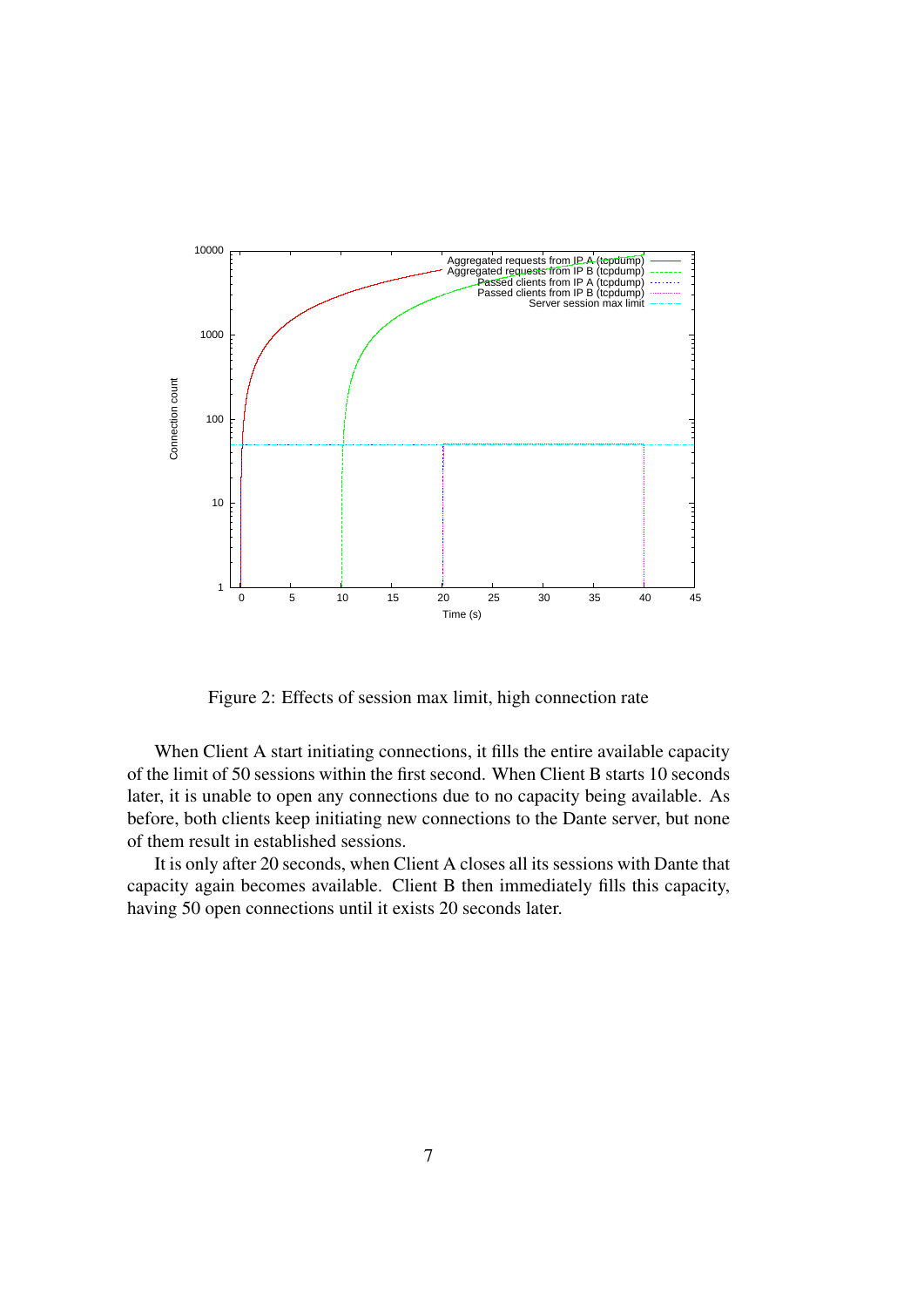Figure 2: Effects of session max limit, high connection rate

When Client A start initiating connections, it fills the entire available capacity of the limit of 50 sessions within the first second. When Client B starts 10 seconds later, it is unable to open any connections due to no capacity being available. As before, both clients keep initiating new connections to the Dante server, but none of them result in established sessions.

It is only after 20 seconds, when Client A closes all its sessions with Dante that capacity again becomes available. Client B then immediately fills this capacity, having 50 open connections until it exists 20 seconds later.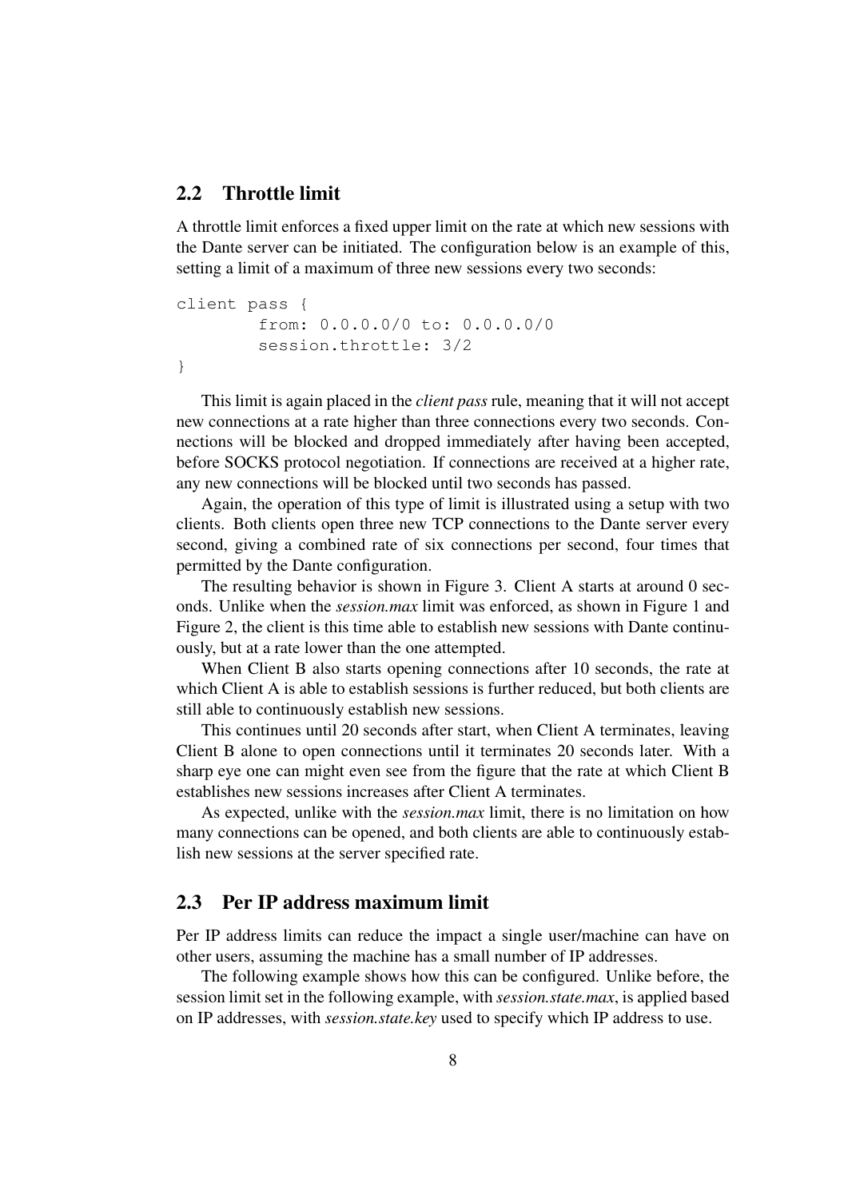## 2.2 Throttle limit

A throttle limit enforces a fixed upper limit on the rate at which new sessions with the Dante server can be initiated. The configuration below is an example of this, setting a limit of a maximum of three new sessions every two seconds:

```
client pass {
        from: 0.0.0.0/0 to: 0.0.0.0/0
        session.throttle: 3/2
}
```

This limit is again placed in the *client pass* rule, meaning that it will not accept new connections at a rate higher than three connections every two seconds. Connections will be blocked and dropped immediately after having been accepted, before SOCKS protocol negotiation. If connections are received at a higher rate, any new connections will be blocked until two seconds has passed.

Again, the operation of this type of limit is illustrated using a setup with two clients. Both clients open three new TCP connections to the Dante server every second, giving a combined rate of six connections per second, four times that permitted by the Dante configuration.

The resulting behavior is shown in Figure 3. Client A starts at around 0 seconds. Unlike when the *session.max* limit was enforced, as shown in Figure 1 and Figure 2, the client is this time able to establish new sessions with Dante continuously, but at a rate lower than the one attempted.

When Client B also starts opening connections after 10 seconds, the rate at which Client A is able to establish sessions is further reduced, but both clients are still able to continuously establish new sessions.

This continues until 20 seconds after start, when Client A terminates, leaving Client B alone to open connections until it terminates 20 seconds later. With a sharp eye one can might even see from the figure that the rate at which Client B establishes new sessions increases after Client A terminates.

As expected, unlike with the *session.max* limit, there is no limitation on how many connections can be opened, and both clients are able to continuously establish new sessions at the server specified rate.

## 2.3 Per IP address maximum limit

Per IP address limits can reduce the impact a single user/machine can have on other users, assuming the machine has a small number of IP addresses.

The following example shows how this can be configured. Unlike before, the session limit set in the following example, with *session.state.max*, is applied based on IP addresses, with *session.state.key* used to specify which IP address to use.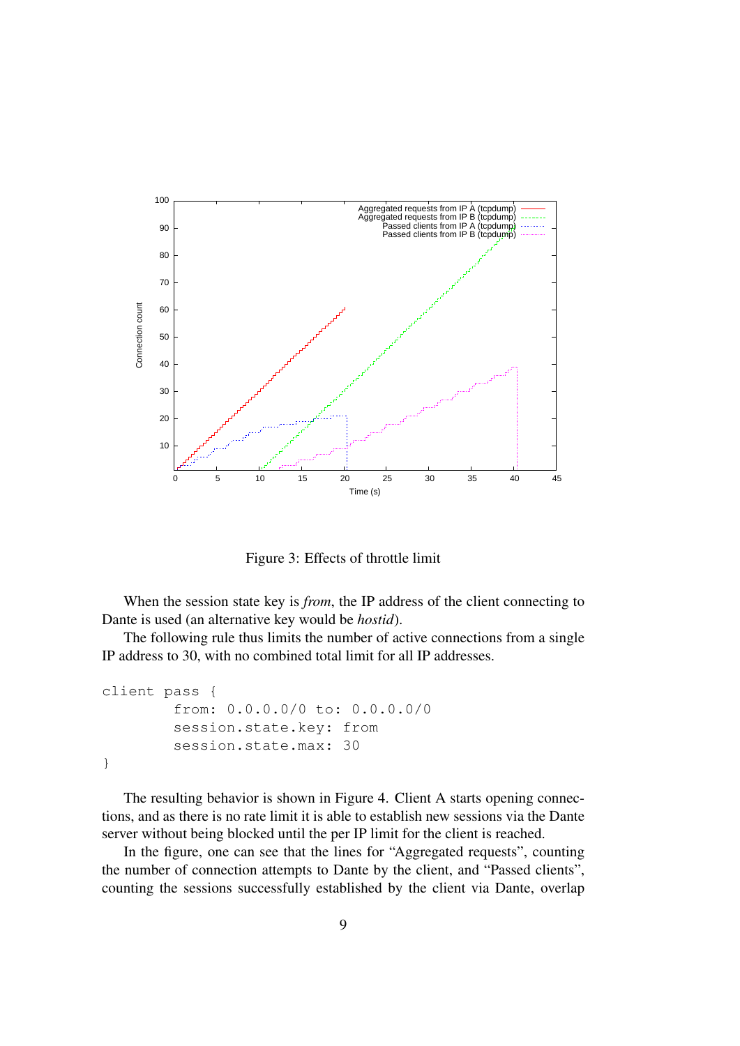Figure 3: Effects of throttle limit

When the session state key is *from*, the IP address of the client connecting to Dante is used (an alternative key would be *hostid*).

The following rule thus limits the number of active connections from a single IP address to 30, with no combined total limit for all IP addresses.

```
client pass {
        from: 0.0.0.0/0 to: 0.0.0.0/0
        session.state.key: from
        session.state.max: 30
}
```

The resulting behavior is shown in Figure 4. Client A starts opening connections, and as there is no rate limit it is able to establish new sessions via the Dante server without being blocked until the per IP limit for the client is reached.

In the figure, one can see that the lines for "Aggregated requests", counting the number of connection attempts to Dante by the client, and "Passed clients", counting the sessions successfully established by the client via Dante, overlap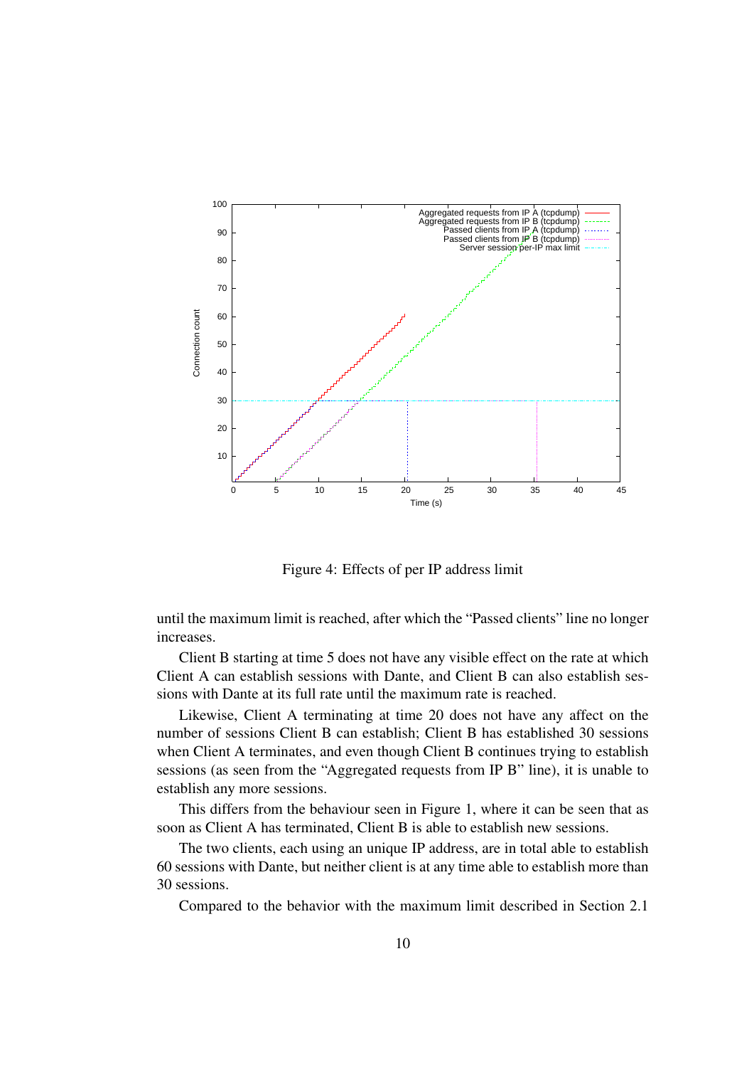Figure 4: Effects of per IP address limit

until the maximum limit is reached, after which the “Passed clients” line no longer increases.

Client B starting at time 5 does not have any visible effect on the rate at which Client A can establish sessions with Dante, and Client B can also establish sessions with Dante at its full rate until the maximum rate is reached.

Likewise, Client A terminating at time 20 does not have any affect on the number of sessions Client B can establish; Client B has established 30 sessions when Client A terminates, and even though Client B continues trying to establish sessions (as seen from the “Aggregated requests from IP B” line), it is unable to establish any more sessions.

This differs from the behaviour seen in Figure 1, where it can be seen that as soon as Client A has terminated, Client B is able to establish new sessions.

The two clients, each using an unique IP address, are in total able to establish 60 sessions with Dante, but neither client is at any time able to establish more than 30 sessions.

Compared to the behavior with the maximum limit described in Section 2.1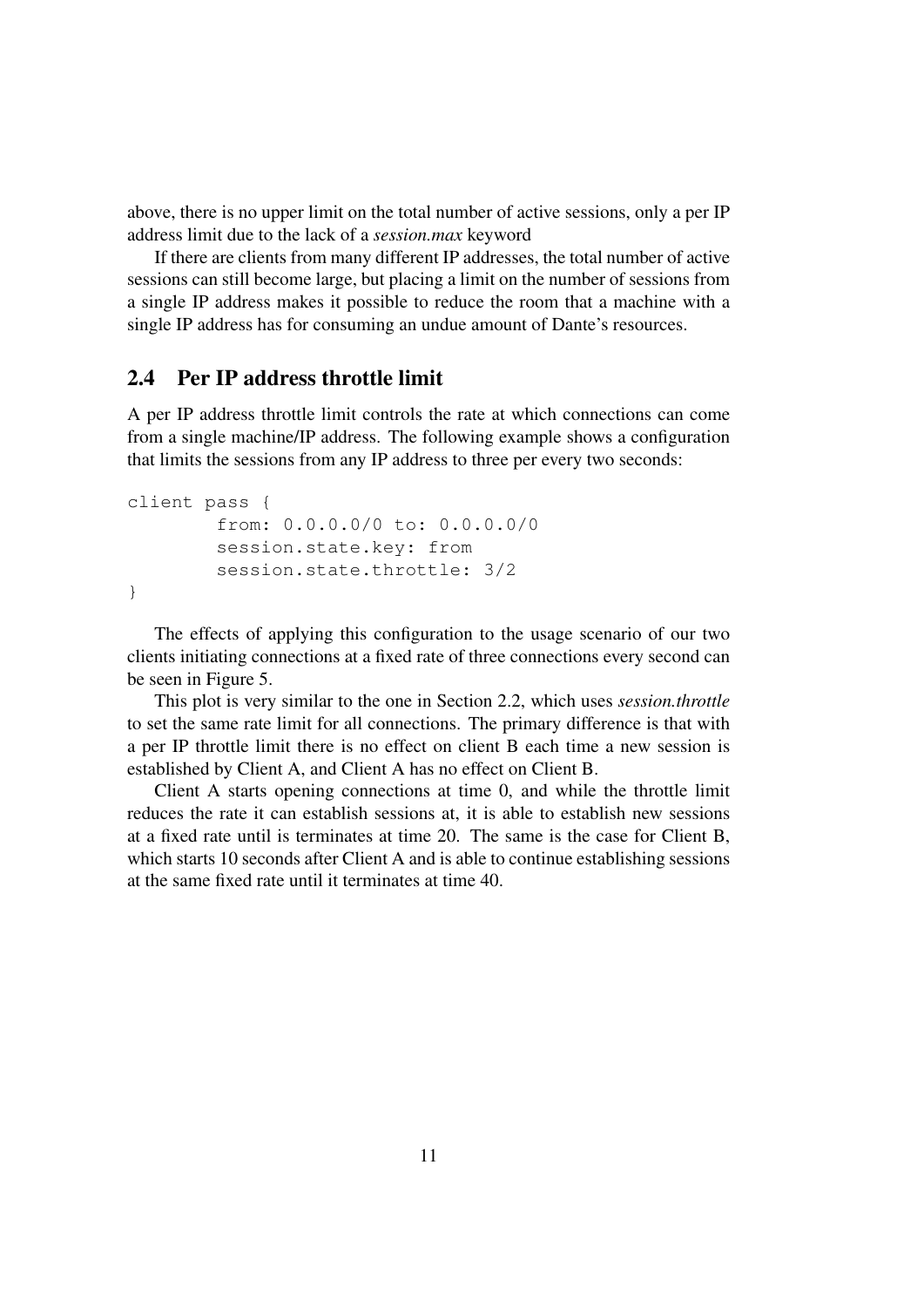above, there is no upper limit on the total number of active sessions, only a per IP address limit due to the lack of a *session.max* keyword

If there are clients from many different IP addresses, the total number of active sessions can still become large, but placing a limit on the number of sessions from a single IP address makes it possible to reduce the room that a machine with a single IP address has for consuming an undue amount of Dante's resources.

## 2.4 Per IP address throttle limit

A per IP address throttle limit controls the rate at which connections can come from a single machine/IP address. The following example shows a configuration that limits the sessions from any IP address to three per every two seconds:

```
client pass {
        from: 0.0.0.0/0 to: 0.0.0.0/0
        session.state.key: from
        session.state.throttle: 3/2
}
```

The effects of applying this configuration to the usage scenario of our two clients initiating connections at a fixed rate of three connections every second can be seen in Figure 5.

This plot is very similar to the one in Section 2.2, which uses *session.throttle* to set the same rate limit for all connections. The primary difference is that with a per IP throttle limit there is no effect on client B each time a new session is established by Client A, and Client A has no effect on Client B.

Client A starts opening connections at time 0, and while the throttle limit reduces the rate it can establish sessions at, it is able to establish new sessions at a fixed rate until is terminates at time 20. The same is the case for Client B, which starts 10 seconds after Client A and is able to continue establishing sessions at the same fixed rate until it terminates at time 40.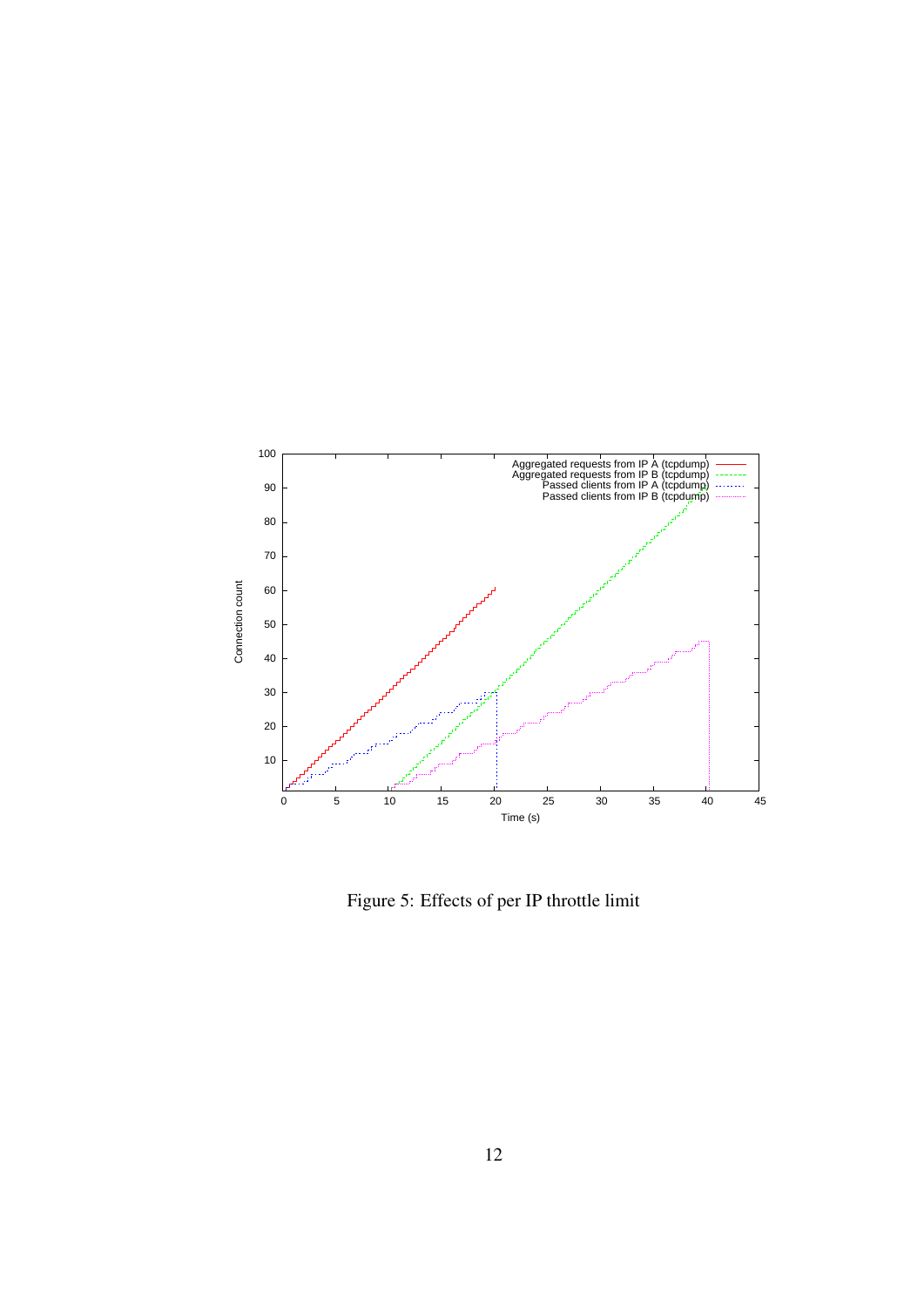Figure 5: Effects of per IP throttle limit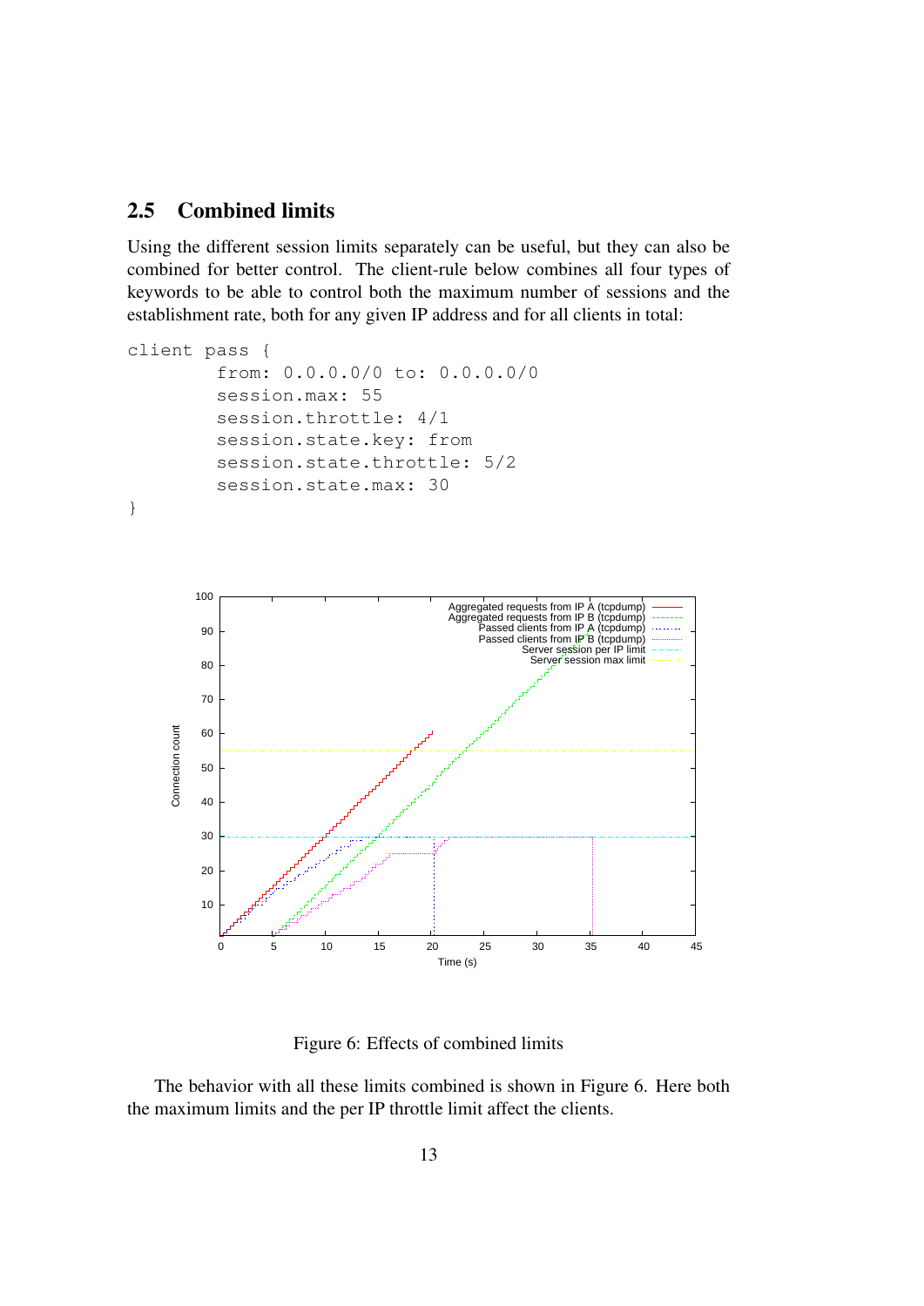## 2.5 Combined limits

Using the different session limits separately can be useful, but they can also be combined for better control. The client-rule below combines all four types of keywords to be able to control both the maximum number of sessions and the establishment rate, both for any given IP address and for all clients in total:

```
client pass {
        from: 0.0.0.0/0 to: 0.0.0.0/0
        session.max: 55
        session.throttle: 4/1
        session.state.key: from
        session.state.throttle: 5/2
        session.state.max: 30
}
```

Figure 6: Effects of combined limits

The behavior with all these limits combined is shown in Figure 6. Here both the maximum limits and the per IP throttle limit affect the clients.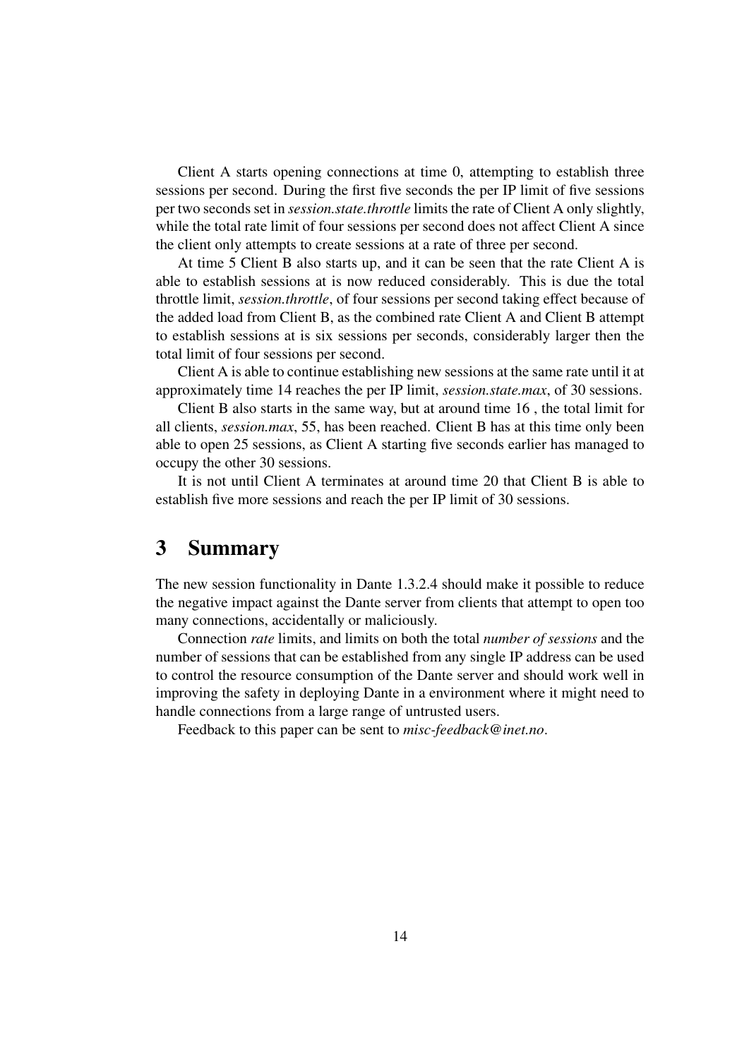Client A starts opening connections at time 0, attempting to establish three sessions per second. During the first five seconds the per IP limit of five sessions per two seconds set in *session.state.throttle* limits the rate of Client A only slightly, while the total rate limit of four sessions per second does not affect Client A since the client only attempts to create sessions at a rate of three per second.

At time 5 Client B also starts up, and it can be seen that the rate Client A is able to establish sessions at is now reduced considerably. This is due the total throttle limit, *session.throttle*, of four sessions per second taking effect because of the added load from Client B, as the combined rate Client A and Client B attempt to establish sessions at is six sessions per seconds, considerably larger then the total limit of four sessions per second.

Client A is able to continue establishing new sessions at the same rate until it at approximately time 14 reaches the per IP limit, *session.state.max*, of 30 sessions.

Client B also starts in the same way, but at around time 16 , the total limit for all clients, *session.max*, 55, has been reached. Client B has at this time only been able to open 25 sessions, as Client A starting five seconds earlier has managed to occupy the other 30 sessions.

It is not until Client A terminates at around time 20 that Client B is able to establish five more sessions and reach the per IP limit of 30 sessions.

# 3 Summary

The new session functionality in Dante 1.3.2.4 should make it possible to reduce the negative impact against the Dante server from clients that attempt to open too many connections, accidentally or maliciously.

Connection *rate* limits, and limits on both the total *number of sessions* and the number of sessions that can be established from any single IP address can be used to control the resource consumption of the Dante server and should work well in improving the safety in deploying Dante in a environment where it might need to handle connections from a large range of untrusted users.

Feedback to this paper can be sent to *misc-feedback@inet.no*.